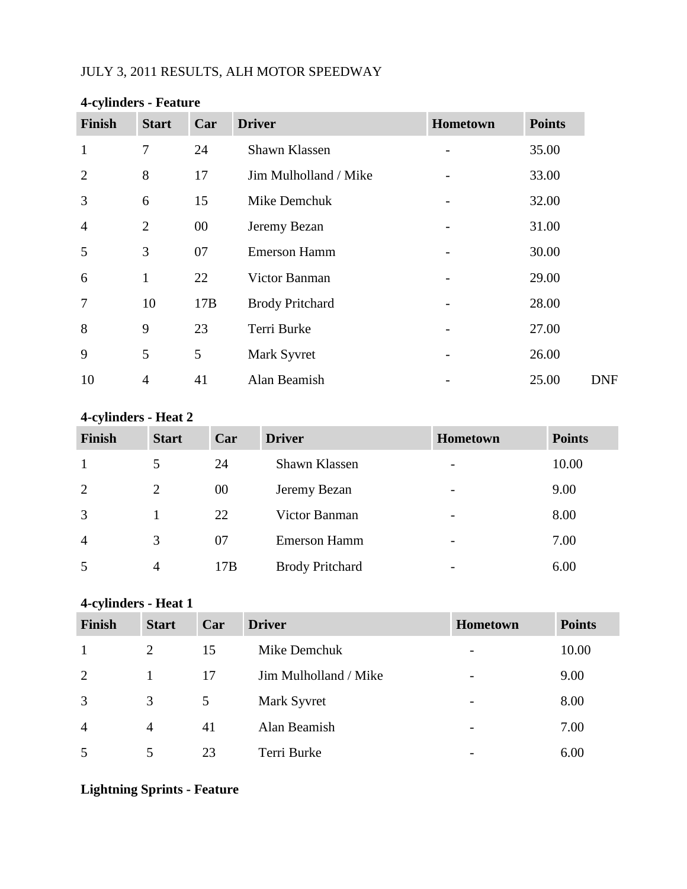JULY 3, 2011 RESULTS, ALH MOTOR SPEEDWAY

**4-cylinders - Feature**

| Finish | Start | Car | Driver | Hometown | Points | |
|---|---|---|---|---|---|---|
| 1 | 7 | 24 | Shawn Klassen | - | 35.00 | |
| 2 | 8 | 17 | Jim Mulholland / Mike | - | 33.00 | |
| 3 | 6 | 15 | Mike Demchuk | - | 32.00 | |
| 4 | 2 | 00 | Jeremy Bezan | - | 31.00 | |
| 5 | 3 | 07 | Emerson Hamm | - | 30.00 | |
| 6 | 1 | 22 | Victor Banman | - | 29.00 | |
| 7 | 10 | 17B | Brody Pritchard | - | 28.00 | |
| 8 | 9 | 23 | Terri Burke | - | 27.00 | |
| 9 | 5 | 5 | Mark Syvret | - | 26.00 | |
| 10 | 4 | 41 | Alan Beamish | - | 25.00 | DNF |

**4-cylinders - Heat 2**

| Finish | Start | Car | Driver | Hometown | Points |
|---|---|---|---|---|---|
| 1 | 5 | 24 | Shawn Klassen | - | 10.00 |
| 2 | 2 | 00 | Jeremy Bezan | - | 9.00 |
| 3 | 1 | 22 | Victor Banman | - | 8.00 |
| 4 | 3 | 07 | Emerson Hamm | - | 7.00 |
| 5 | 4 | 17B | Brody Pritchard | - | 6.00 |

**4-cylinders - Heat 1**

| Finish | Start | Car | Driver | Hometown | Points |
|---|---|---|---|---|---|
| 1 | 2 | 15 | Mike Demchuk | - | 10.00 |
| 2 | 1 | 17 | Jim Mulholland / Mike | - | 9.00 |
| 3 | 3 | 5 | Mark Syvret | - | 8.00 |
| 4 | 4 | 41 | Alan Beamish | - | 7.00 |
| 5 | 5 | 23 | Terri Burke | - | 6.00 |

**Lightning Sprints - Feature**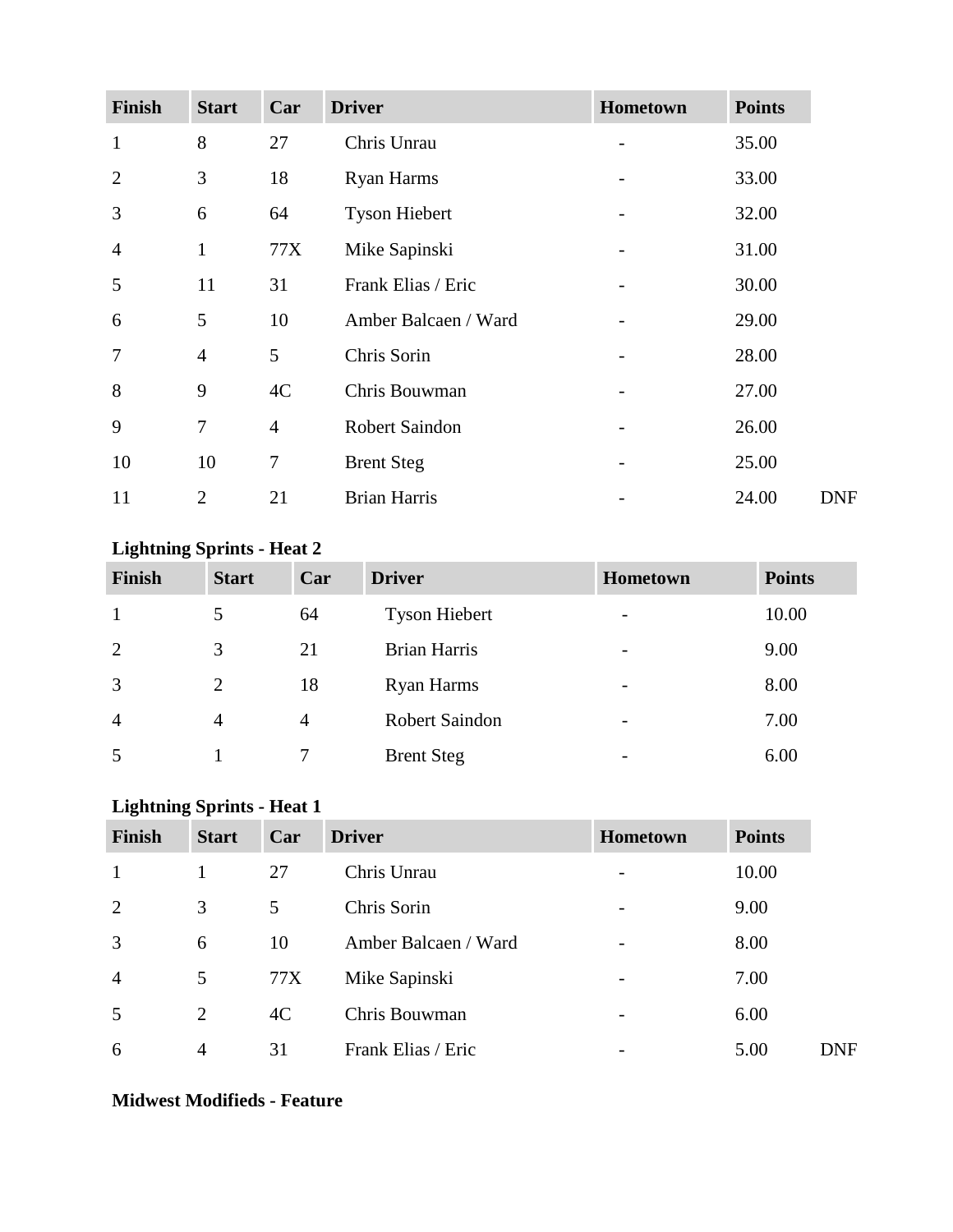| Finish | Start | Car | Driver | Hometown | Points | |
|---|---|---|---|---|---|---|
| 1 | 8 | 27 | Chris Unrau | - | 35.00 | |
| 2 | 3 | 18 | Ryan Harms | - | 33.00 | |
| 3 | 6 | 64 | Tyson Hiebert | - | 32.00 | |
| 4 | 1 | 77X | Mike Sapinski | - | 31.00 | |
| 5 | 11 | 31 | Frank Elias / Eric | - | 30.00 | |
| 6 | 5 | 10 | Amber Balcaen / Ward | - | 29.00 | |
| 7 | 4 | 5 | Chris Sorin | - | 28.00 | |
| 8 | 9 | 4C | Chris Bouwman | - | 27.00 | |
| 9 | 7 | 4 | Robert Saindon | - | 26.00 | |
| 10 | 10 | 7 | Brent Steg | - | 25.00 | |
| 11 | 2 | 21 | Brian Harris | - | 24.00 | DNF |

**Lightning Sprints - Heat 2**

| Finish | Start | Car | Driver | Hometown | Points |
|---|---|---|---|---|---|
| 1 | 5 | 64 | Tyson Hiebert | - | 10.00 |
| 2 | 3 | 21 | Brian Harris | - | 9.00 |
| 3 | 2 | 18 | Ryan Harms | - | 8.00 |
| 4 | 4 | 4 | Robert Saindon | - | 7.00 |
| 5 | 1 | 7 | Brent Steg | - | 6.00 |

**Lightning Sprints - Heat 1**

| Finish | Start | Car | Driver | Hometown | Points | |
|---|---|---|---|---|---|---|
| 1 | 1 | 27 | Chris Unrau | - | 10.00 | |
| 2 | 3 | 5 | Chris Sorin | - | 9.00 | |
| 3 | 6 | 10 | Amber Balcaen / Ward | - | 8.00 | |
| 4 | 5 | 77X | Mike Sapinski | - | 7.00 | |
| 5 | 2 | 4C | Chris Bouwman | - | 6.00 | |
| 6 | 4 | 31 | Frank Elias / Eric | - | 5.00 | DNF |

**Midwest Modifieds - Feature**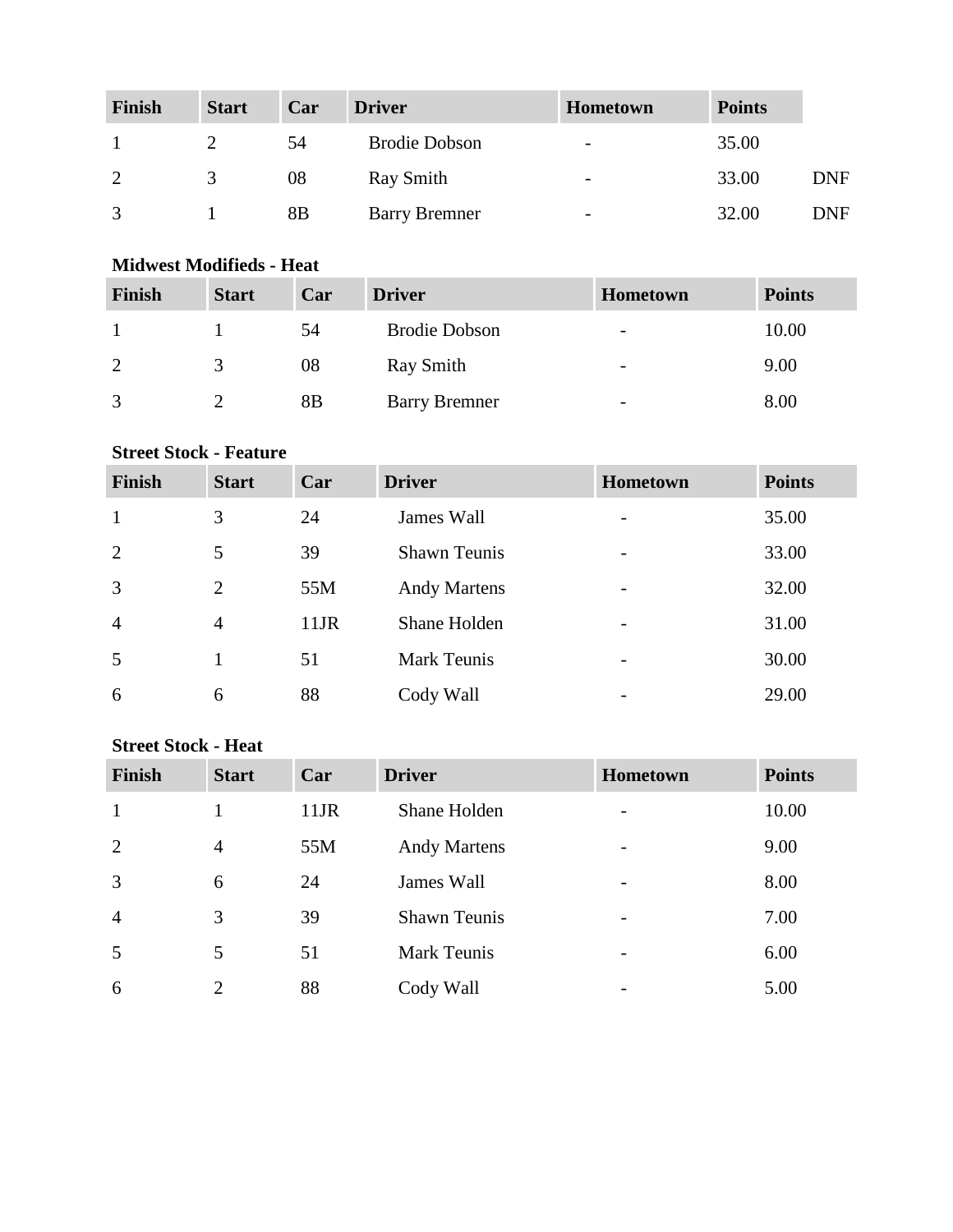| Finish | Start | Car | Driver | Hometown | Points | |
|---|---|---|---|---|---|---|
| 1 | 2 | 54 | Brodie Dobson | - | 35.00 | |
| 2 | 3 | 08 | Ray Smith | - | 33.00 | DNF |
| 3 | 1 | 8B | Barry Bremner | - | 32.00 | DNF |

**Midwest Modifieds - Heat**

| Finish | Start | Car | Driver | Hometown | Points |
|---|---|---|---|---|---|
| 1 | 1 | 54 | Brodie Dobson | - | 10.00 |
| 2 | 3 | 08 | Ray Smith | - | 9.00 |
| 3 | 2 | 8B | Barry Bremner | - | 8.00 |

**Street Stock - Feature**

| Finish | Start | Car | Driver | Hometown | Points |
|---|---|---|---|---|---|
| 1 | 3 | 24 | James Wall | - | 35.00 |
| 2 | 5 | 39 | Shawn Teunis | - | 33.00 |
| 3 | 2 | 55M | Andy Martens | - | 32.00 |
| 4 | 4 | 11JR | Shane Holden | - | 31.00 |
| 5 | 1 | 51 | Mark Teunis | - | 30.00 |
| 6 | 6 | 88 | Cody Wall | - | 29.00 |

**Street Stock - Heat**

| Finish | Start | Car | Driver | Hometown | Points |
|---|---|---|---|---|---|
| 1 | 1 | 11JR | Shane Holden | - | 10.00 |
| 2 | 4 | 55M | Andy Martens | - | 9.00 |
| 3 | 6 | 24 | James Wall | - | 8.00 |
| 4 | 3 | 39 | Shawn Teunis | - | 7.00 |
| 5 | 5 | 51 | Mark Teunis | - | 6.00 |
| 6 | 2 | 88 | Cody Wall | - | 5.00 |